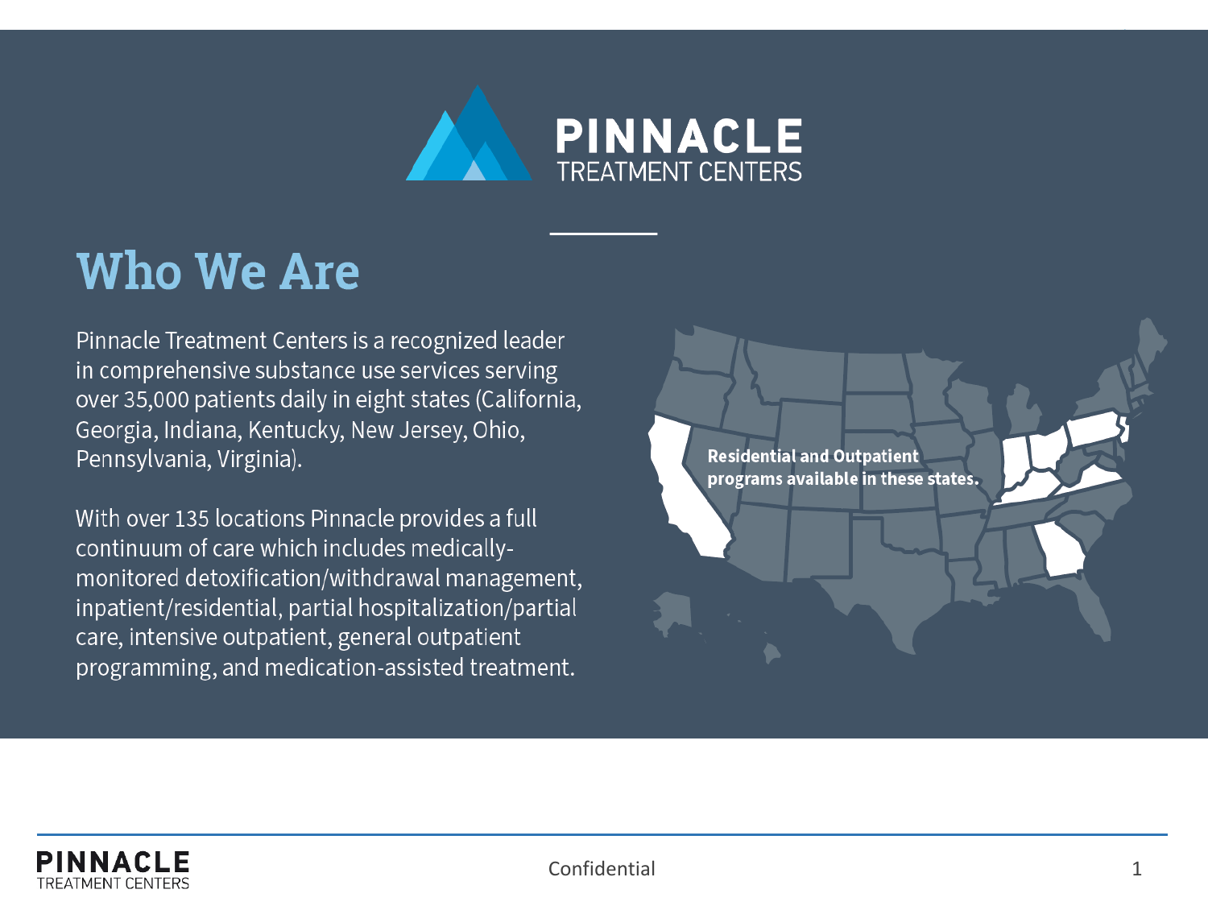# PINNACLE TREATMENT CENTERS

## Who We Are

Pinnacle Treatment Centers is a recognized leader in comprehensive substance use services serving over 35,000 patients daily in eight states (California, Georgia, Indiana, Kentucky, New Jersey, Ohio, Pennsylvania, Virginia).

With over 135 locations Pinnacle provides a full continuum of care which includes medically-monitored detoxification/withdrawal management, inpatient/residential, partial hospitalization/partial care, intensive outpatient, general outpatient programming, and medication-assisted treatment.

**Residential and Outpatient programs available in these states.**

Confidential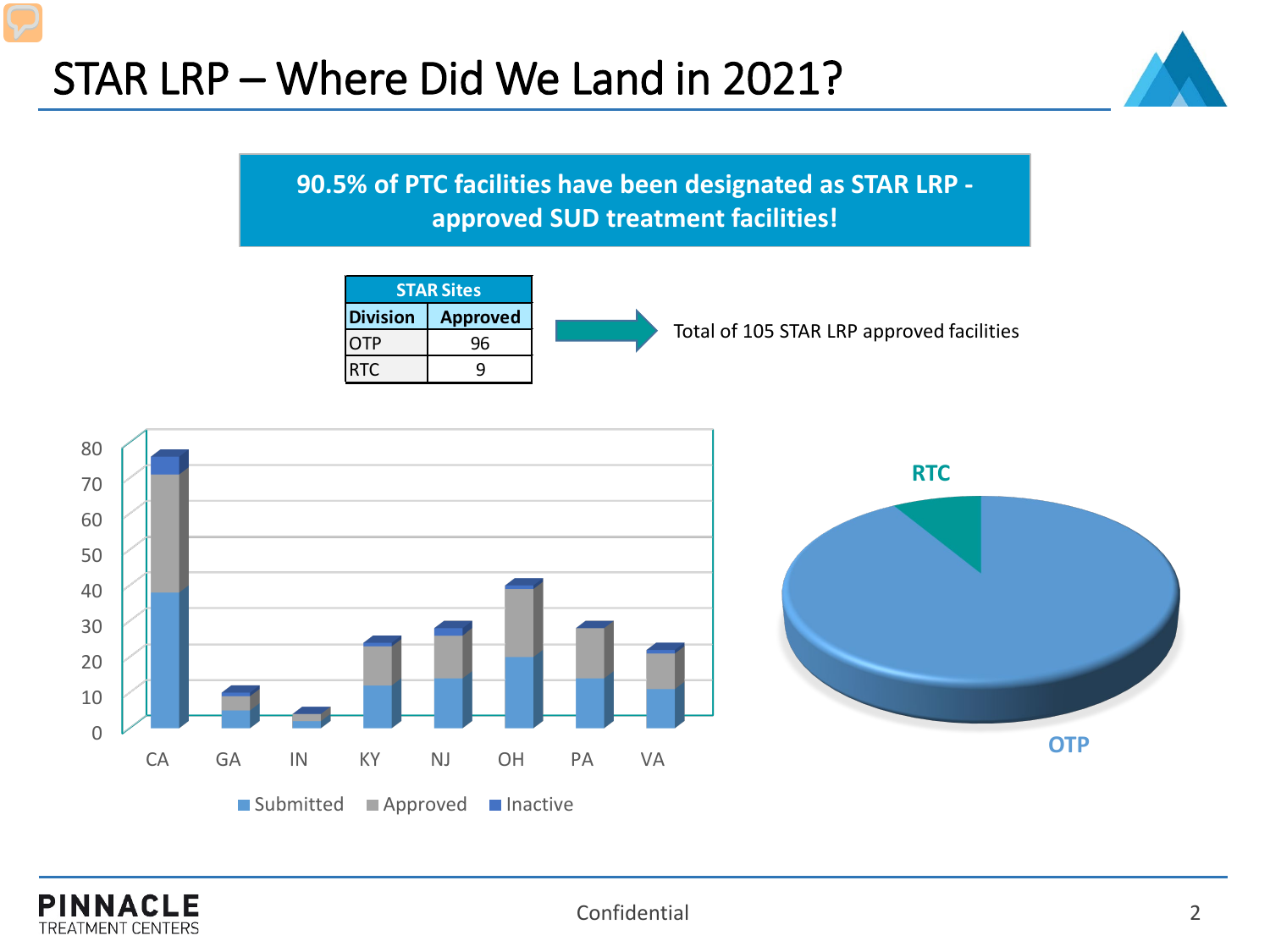# STAR LRP – Where Did We Land in 2021?

**90.5% of PTC facilities have been designated as STAR LRP - approved SUD treatment facilities!**

| STAR Sites | |
|---|---|
| **Division** | **Approved** |
| OTP | 96 |
| RTC | 9 |

Total of 105 STAR LRP approved facilities

Confidential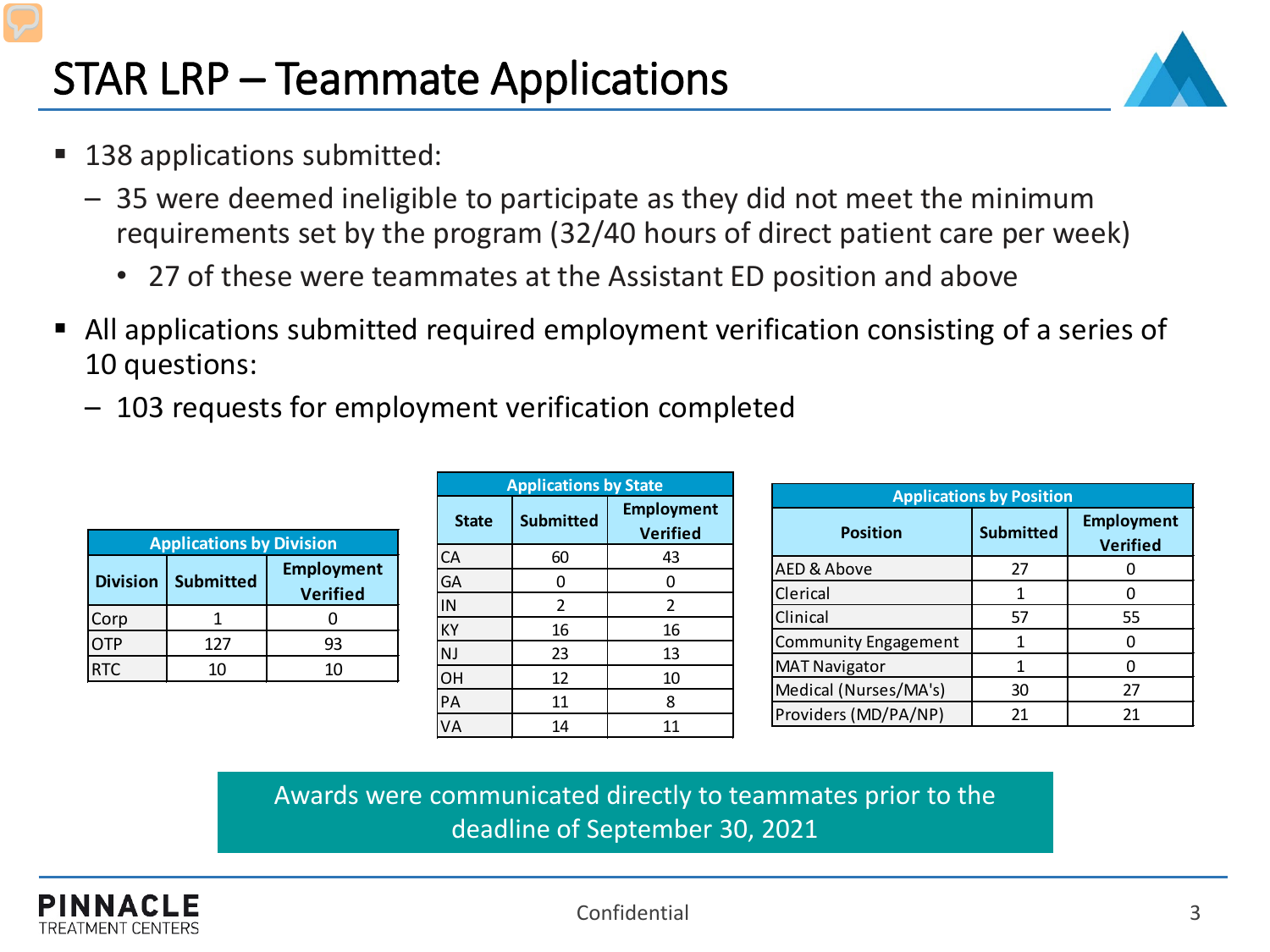# STAR LRP – Teammate Applications

- 138 applications submitted:
  - 35 were deemed ineligible to participate as they did not meet the minimum requirements set by the program (32/40 hours of direct patient care per week)
    - 27 of these were teammates at the Assistant ED position and above
- All applications submitted required employment verification consisting of a series of 10 questions:
  - 103 requests for employment verification completed

| Applications by Division | | |
|---|---|---|
| Division | Submitted | Employment Verified |
| Corp | 1 | 0 |
| OTP | 127 | 93 |
| RTC | 10 | 10 |

| Applications by State | | |
|---|---|---|
| State | Submitted | Employment Verified |
| CA | 60 | 43 |
| GA | 0 | 0 |
| IN | 2 | 2 |
| KY | 16 | 16 |
| NJ | 23 | 13 |
| OH | 12 | 10 |
| PA | 11 | 8 |
| VA | 14 | 11 |

| Applications by Position | | |
|---|---|---|
| Position | Submitted | Employment Verified |
| AED & Above | 27 | 0 |
| Clerical | 1 | 0 |
| Clinical | 57 | 55 |
| Community Engagement | 1 | 0 |
| MAT Navigator | 1 | 0 |
| Medical (Nurses/MA's) | 30 | 27 |
| Providers (MD/PA/NP) | 21 | 21 |

Awards were communicated directly to teammates prior to the deadline of September 30, 2021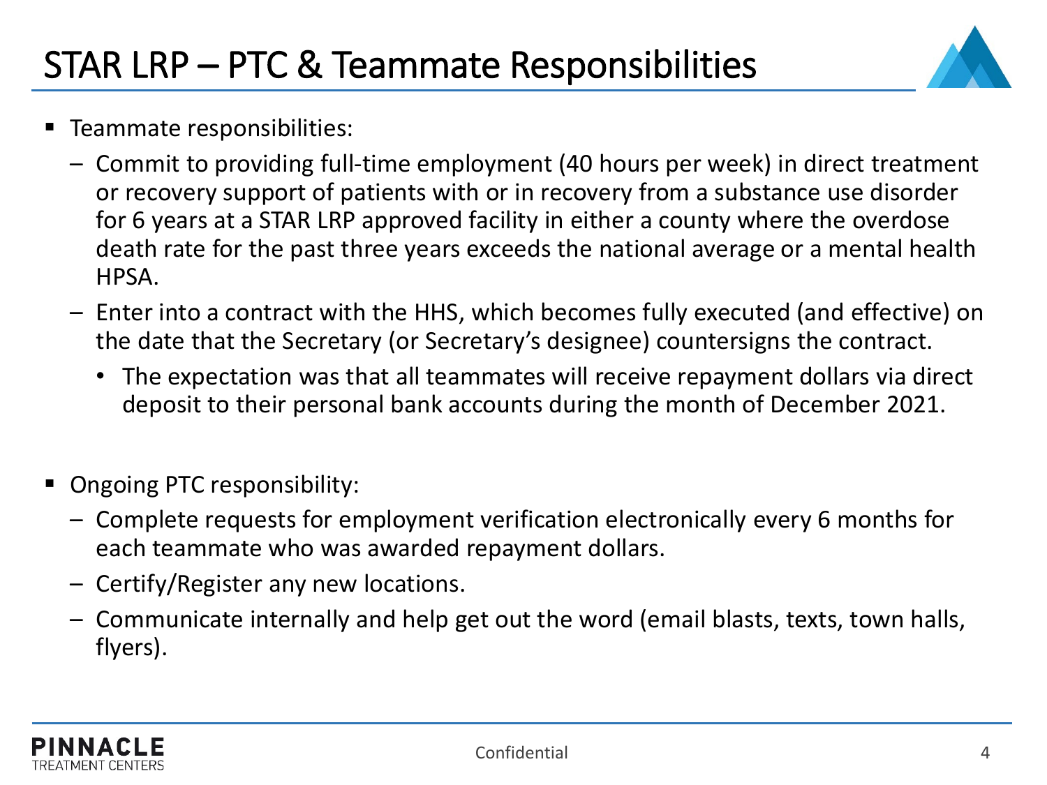# STAR LRP – PTC & Teammate Responsibilities

- Teammate responsibilities:
  - Commit to providing full-time employment (40 hours per week) in direct treatment or recovery support of patients with or in recovery from a substance use disorder for 6 years at a STAR LRP approved facility in either a county where the overdose death rate for the past three years exceeds the national average or a mental health HPSA.
  - Enter into a contract with the HHS, which becomes fully executed (and effective) on the date that the Secretary (or Secretary's designee) countersigns the contract.
    - The expectation was that all teammates will receive repayment dollars via direct deposit to their personal bank accounts during the month of December 2021.

- Ongoing PTC responsibility:
  - Complete requests for employment verification electronically every 6 months for each teammate who was awarded repayment dollars.
  - Certify/Register any new locations.
  - Communicate internally and help get out the word (email blasts, texts, town halls, flyers).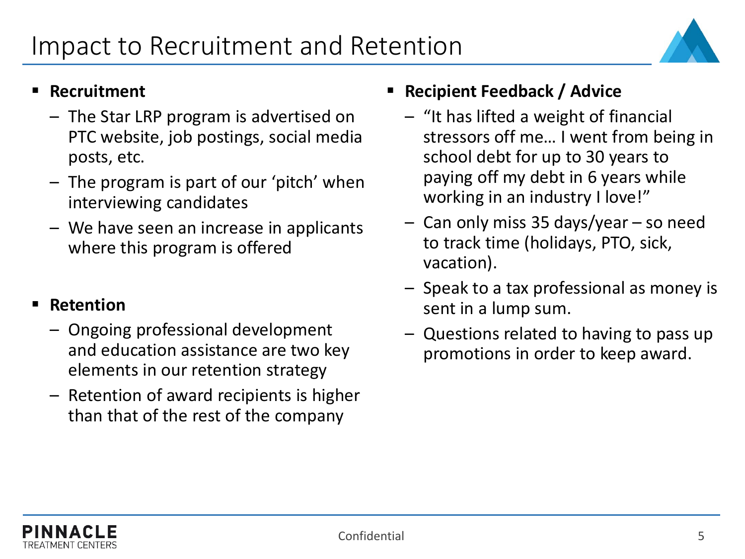# Impact to Recruitment and Retention

- **Recruitment**
  - The Star LRP program is advertised on PTC website, job postings, social media posts, etc.
  - The program is part of our 'pitch' when interviewing candidates
  - We have seen an increase in applicants where this program is offered

- **Retention**
  - Ongoing professional development and education assistance are two key elements in our retention strategy
  - Retention of award recipients is higher than that of the rest of the company

- **Recipient Feedback / Advice**
  - "It has lifted a weight of financial stressors off me… I went from being in school debt for up to 30 years to paying off my debt in 6 years while working in an industry I love!"
  - Can only miss 35 days/year – so need to track time (holidays, PTO, sick, vacation).
  - Speak to a tax professional as money is sent in a lump sum.
  - Questions related to having to pass up promotions in order to keep award.